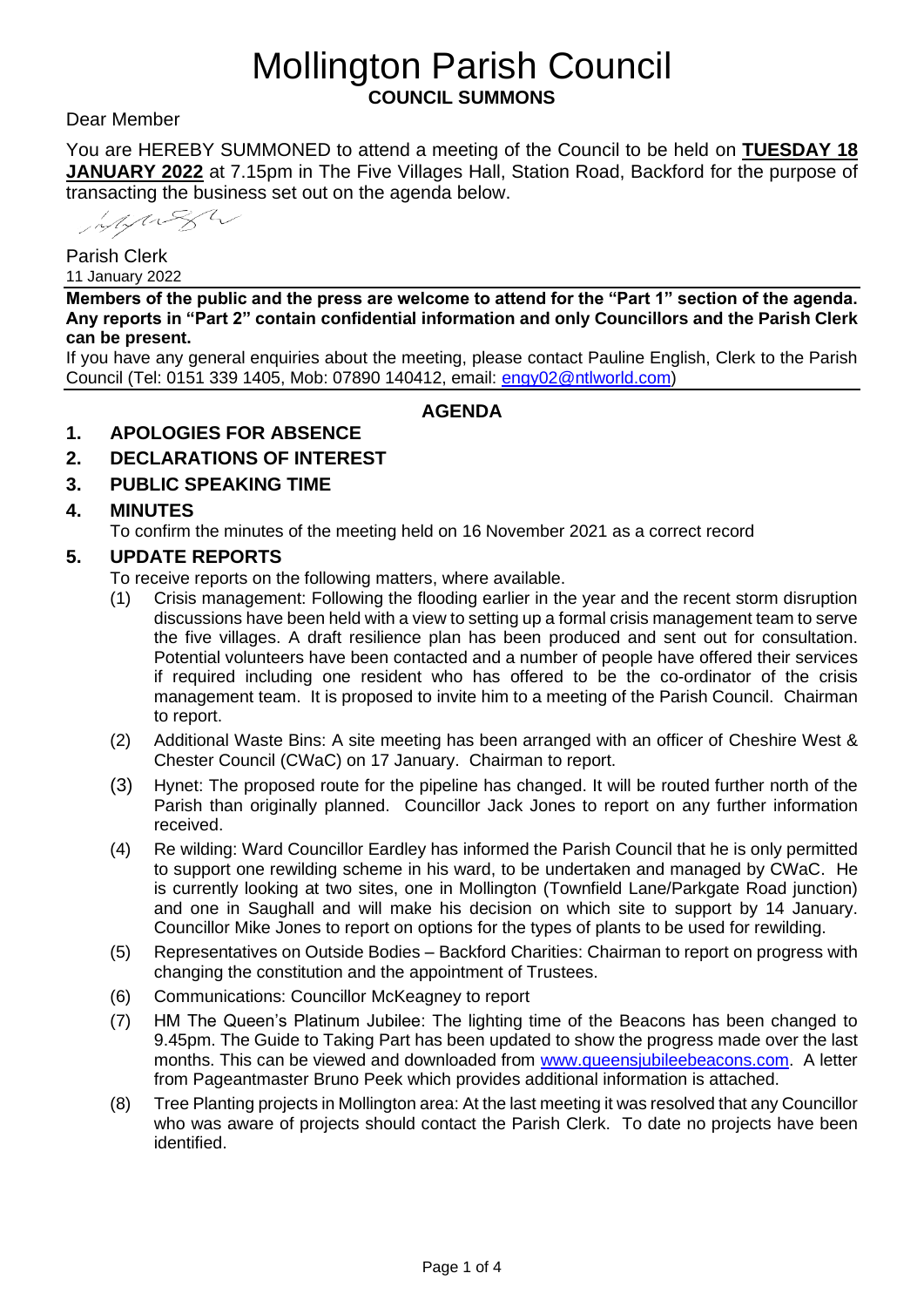# Mollington Parish Council

**COUNCIL SUMMONS**

Dear Member

You are HEREBY SUMMONED to attend a meeting of the Council to be held on **TUESDAY 18 JANUARY 2022** at 7.15pm in The Five Villages Hall, Station Road, Backford for the purpose of transacting the business set out on the agenda below.

Parish Clerk
11 January 2022

**Members of the public and the press are welcome to attend for the "Part 1" section of the agenda. Any reports in "Part 2" contain confidential information and only Councillors and the Parish Clerk can be present.**

If you have any general enquiries about the meeting, please contact Pauline English, Clerk to the Parish Council (Tel: 0151 339 1405, Mob: 07890 140412, email: engy02@ntlworld.com)

## AGENDA

**1. APOLOGIES FOR ABSENCE**

**2. DECLARATIONS OF INTEREST**

**3. PUBLIC SPEAKING TIME**

**4. MINUTES**

To confirm the minutes of the meeting held on 16 November 2021 as a correct record

**5. UPDATE REPORTS**

To receive reports on the following matters, where available.

(1) Crisis management: Following the flooding earlier in the year and the recent storm disruption discussions have been held with a view to setting up a formal crisis management team to serve the five villages. A draft resilience plan has been produced and sent out for consultation. Potential volunteers have been contacted and a number of people have offered their services if required including one resident who has offered to be the co-ordinator of the crisis management team. It is proposed to invite him to a meeting of the Parish Council. Chairman to report.

(2) Additional Waste Bins: A site meeting has been arranged with an officer of Cheshire West & Chester Council (CWaC) on 17 January. Chairman to report.

(3) Hynet: The proposed route for the pipeline has changed. It will be routed further north of the Parish than originally planned. Councillor Jack Jones to report on any further information received.

(4) Re wilding: Ward Councillor Eardley has informed the Parish Council that he is only permitted to support one rewilding scheme in his ward, to be undertaken and managed by CWaC. He is currently looking at two sites, one in Mollington (Townfield Lane/Parkgate Road junction) and one in Saughall and will make his decision on which site to support by 14 January. Councillor Mike Jones to report on options for the types of plants to be used for rewilding.

(5) Representatives on Outside Bodies – Backford Charities: Chairman to report on progress with changing the constitution and the appointment of Trustees.

(6) Communications: Councillor McKeagney to report

(7) HM The Queen's Platinum Jubilee: The lighting time of the Beacons has been changed to 9.45pm. The Guide to Taking Part has been updated to show the progress made over the last months. This can be viewed and downloaded from www.queensjubileebeacons.com. A letter from Pageantmaster Bruno Peek which provides additional information is attached.

(8) Tree Planting projects in Mollington area: At the last meeting it was resolved that any Councillor who was aware of projects should contact the Parish Clerk. To date no projects have been identified.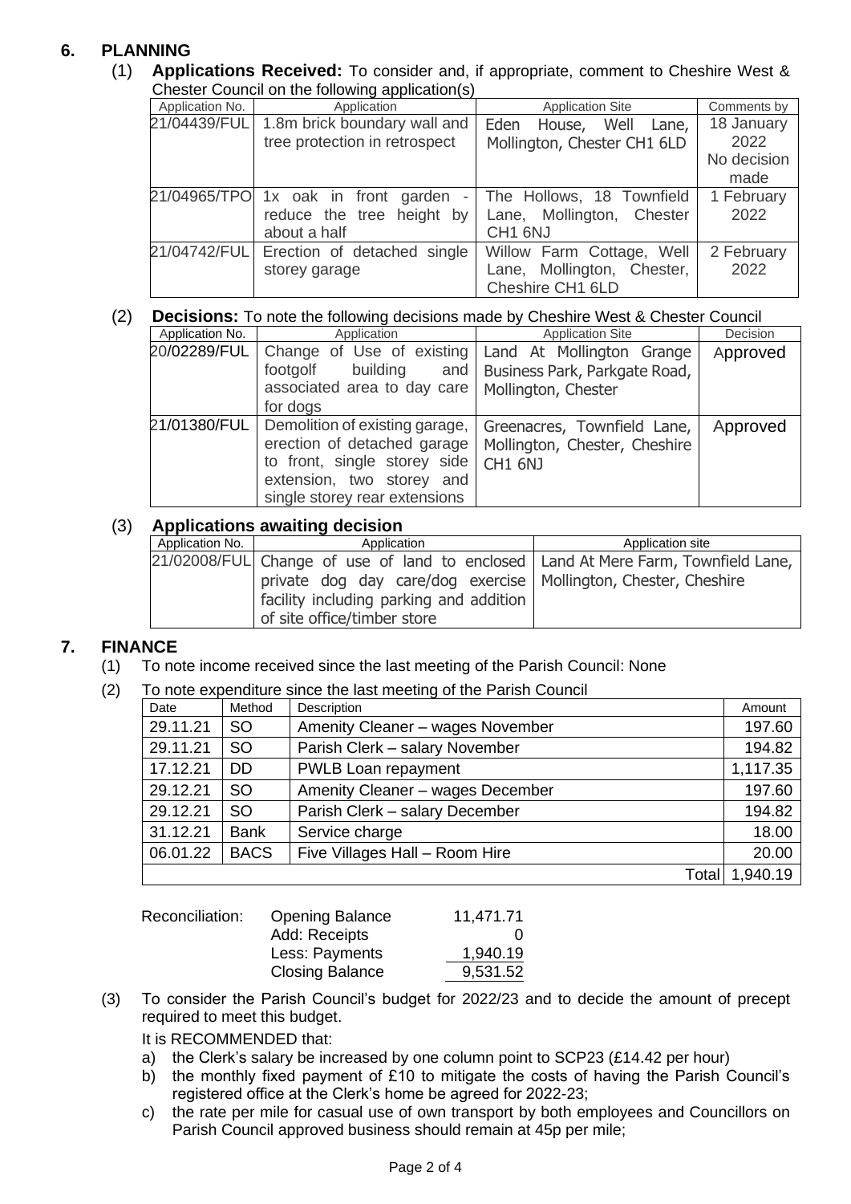## 6. PLANNING

(1) **Applications Received:** To consider and, if appropriate, comment to Cheshire West & Chester Council on the following application(s)

| Application No. | Application | Application Site | Comments by |
|---|---|---|---|
| 21/04439/FUL | 1.8m brick boundary wall and tree protection in retrospect | Eden House, Well Lane, Mollington, Chester CH1 6LD | 18 January 2022 No decision made |
| 21/04965/TPO | 1x oak in front garden - reduce the tree height by about a half | The Hollows, 18 Townfield Lane, Mollington, Chester CH1 6NJ | 1 February 2022 |
| 21/04742/FUL | Erection of detached single storey garage | Willow Farm Cottage, Well Lane, Mollington, Chester, Cheshire CH1 6LD | 2 February 2022 |

(2) **Decisions:** To note the following decisions made by Cheshire West & Chester Council

| Application No. | Application | Application Site | Decision |
|---|---|---|---|
| 20/02289/FUL | Change of Use of existing footgolf building and associated area to day care for dogs | Land At Mollington Grange Business Park, Parkgate Road, Mollington, Chester | Approved |
| 21/01380/FUL | Demolition of existing garage, erection of detached garage to front, single storey side extension, two storey and single storey rear extensions | Greenacres, Townfield Lane, Mollington, Chester, Cheshire CH1 6NJ | Approved |

(3) **Applications awaiting decision**

| Application No. | Application | Application site |
|---|---|---|
| 21/02008/FUL | Change of use of land to enclosed private dog day care/dog exercise facility including parking and addition of site office/timber store | Land At Mere Farm, Townfield Lane, Mollington, Chester, Cheshire |

## 7. FINANCE

(1) To note income received since the last meeting of the Parish Council: None

(2) To note expenditure since the last meeting of the Parish Council

| Date | Method | Description | Amount |
|---|---|---|---|
| 29.11.21 | SO | Amenity Cleaner – wages November | 197.60 |
| 29.11.21 | SO | Parish Clerk – salary November | 194.82 |
| 17.12.21 | DD | PWLB Loan repayment | 1,117.35 |
| 29.12.21 | SO | Amenity Cleaner – wages December | 197.60 |
| 29.12.21 | SO | Parish Clerk – salary December | 194.82 |
| 31.12.21 | Bank | Service charge | 18.00 |
| 06.01.22 | BACS | Five Villages Hall – Room Hire | 20.00 |
| | | Total | 1,940.19 |

| Reconciliation: | | |
|---|---|---|
| | Opening Balance | 11,471.71 |
| | Add: Receipts | 0 |
| | Less: Payments | 1,940.19 |
| | Closing Balance | 9,531.52 |

(3) To consider the Parish Council's budget for 2022/23 and to decide the amount of precept required to meet this budget.

It is RECOMMENDED that:

a) the Clerk's salary be increased by one column point to SCP23 (£14.42 per hour)

b) the monthly fixed payment of £10 to mitigate the costs of having the Parish Council's registered office at the Clerk's home be agreed for 2022-23;

c) the rate per mile for casual use of own transport by both employees and Councillors on Parish Council approved business should remain at 45p per mile;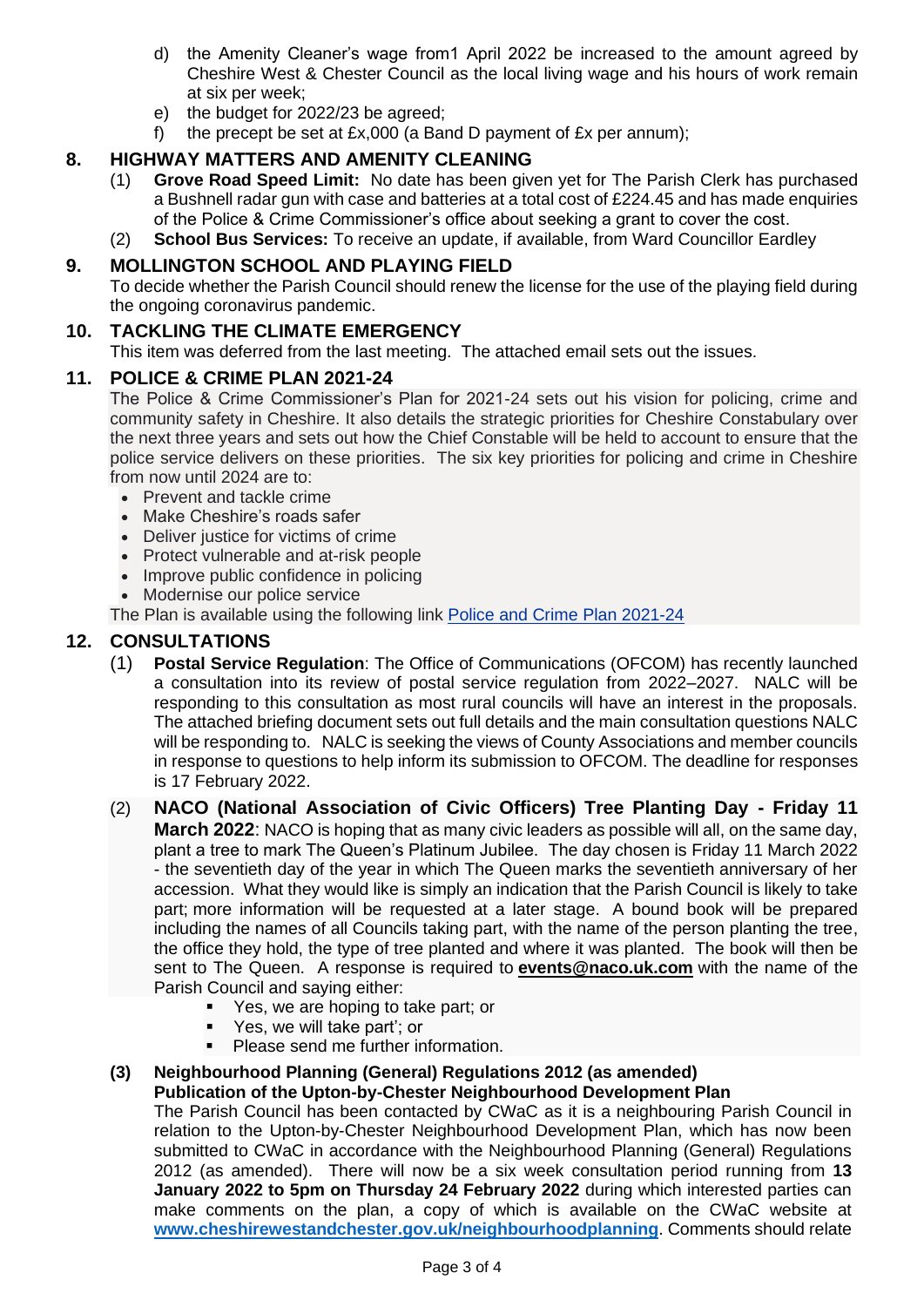d) the Amenity Cleaner's wage from1 April 2022 be increased to the amount agreed by Cheshire West & Chester Council as the local living wage and his hours of work remain at six per week;
e) the budget for 2022/23 be agreed;
f) the precept be set at £x,000 (a Band D payment of £x per annum);

## 8. HIGHWAY MATTERS AND AMENITY CLEANING

(1) **Grove Road Speed Limit:** No date has been given yet for The Parish Clerk has purchased a Bushnell radar gun with case and batteries at a total cost of £224.45 and has made enquiries of the Police & Crime Commissioner's office about seeking a grant to cover the cost.

(2) **School Bus Services:** To receive an update, if available, from Ward Councillor Eardley

## 9. MOLLINGTON SCHOOL AND PLAYING FIELD

To decide whether the Parish Council should renew the license for the use of the playing field during the ongoing coronavirus pandemic.

## 10. TACKLING THE CLIMATE EMERGENCY

This item was deferred from the last meeting. The attached email sets out the issues.

## 11. POLICE & CRIME PLAN 2021-24

The Police & Crime Commissioner's Plan for 2021-24 sets out his vision for policing, crime and community safety in Cheshire. It also details the strategic priorities for Cheshire Constabulary over the next three years and sets out how the Chief Constable will be held to account to ensure that the police service delivers on these priorities. The six key priorities for policing and crime in Cheshire from now until 2024 are to:

- Prevent and tackle crime
- Make Cheshire's roads safer
- Deliver justice for victims of crime
- Protect vulnerable and at-risk people
- Improve public confidence in policing
- Modernise our police service

The Plan is available using the following link Police and Crime Plan 2021-24

## 12. CONSULTATIONS

(1) **Postal Service Regulation**: The Office of Communications (OFCOM) has recently launched a consultation into its review of postal service regulation from 2022–2027. NALC will be responding to this consultation as most rural councils will have an interest in the proposals. The attached briefing document sets out full details and the main consultation questions NALC will be responding to. NALC is seeking the views of County Associations and member councils in response to questions to help inform its submission to OFCOM. The deadline for responses is 17 February 2022.

(2) **NACO (National Association of Civic Officers) Tree Planting Day - Friday 11 March 2022**: NACO is hoping that as many civic leaders as possible will all, on the same day, plant a tree to mark The Queen's Platinum Jubilee. The day chosen is Friday 11 March 2022 - the seventieth day of the year in which The Queen marks the seventieth anniversary of her accession. What they would like is simply an indication that the Parish Council is likely to take part; more information will be requested at a later stage. A bound book will be prepared including the names of all Councils taking part, with the name of the person planting the tree, the office they hold, the type of tree planted and where it was planted. The book will then be sent to The Queen. A response is required to **events@naco.uk.com** with the name of the Parish Council and saying either:

- Yes, we are hoping to take part; or
- Yes, we will take part'; or
- Please send me further information.

**(3) Neighbourhood Planning (General) Regulations 2012 (as amended) Publication of the Upton-by-Chester Neighbourhood Development Plan**

The Parish Council has been contacted by CWaC as it is a neighbouring Parish Council in relation to the Upton-by-Chester Neighbourhood Development Plan, which has now been submitted to CWaC in accordance with the Neighbourhood Planning (General) Regulations 2012 (as amended). There will now be a six week consultation period running from **13 January 2022 to 5pm on Thursday 24 February 2022** during which interested parties can make comments on the plan, a copy of which is available on the CWaC website at **www.cheshirewestandchester.gov.uk/neighbourhoodplanning**. Comments should relate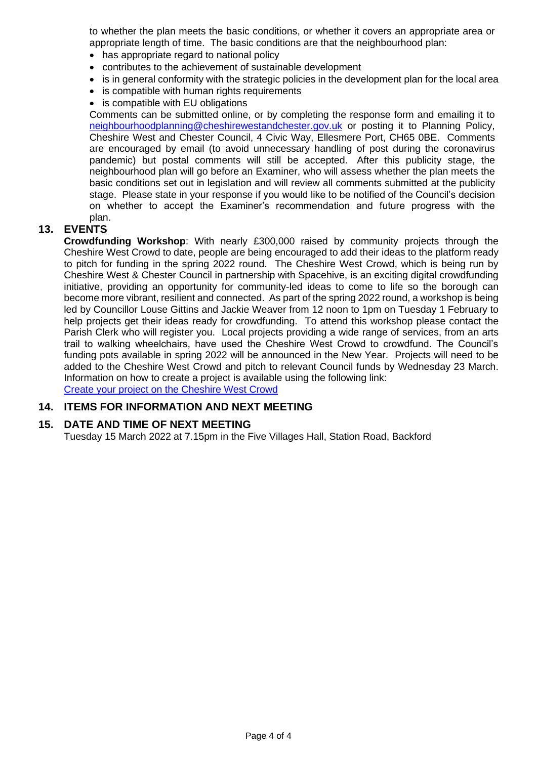to whether the plan meets the basic conditions, or whether it covers an appropriate area or appropriate length of time. The basic conditions are that the neighbourhood plan:

- has appropriate regard to national policy
- contributes to the achievement of sustainable development
- is in general conformity with the strategic policies in the development plan for the local area
- is compatible with human rights requirements
- is compatible with EU obligations

Comments can be submitted online, or by completing the response form and emailing it to neighbourhoodplanning@cheshirewestandchester.gov.uk or posting it to Planning Policy, Cheshire West and Chester Council, 4 Civic Way, Ellesmere Port, CH65 0BE. Comments are encouraged by email (to avoid unnecessary handling of post during the coronavirus pandemic) but postal comments will still be accepted. After this publicity stage, the neighbourhood plan will go before an Examiner, who will assess whether the plan meets the basic conditions set out in legislation and will review all comments submitted at the publicity stage. Please state in your response if you would like to be notified of the Council's decision on whether to accept the Examiner's recommendation and future progress with the plan.

## 13. EVENTS

**Crowdfunding Workshop**: With nearly £300,000 raised by community projects through the Cheshire West Crowd to date, people are being encouraged to add their ideas to the platform ready to pitch for funding in the spring 2022 round. The Cheshire West Crowd, which is being run by Cheshire West & Chester Council in partnership with Spacehive, is an exciting digital crowdfunding initiative, providing an opportunity for community-led ideas to come to life so the borough can become more vibrant, resilient and connected. As part of the spring 2022 round, a workshop is being led by Councillor Louse Gittins and Jackie Weaver from 12 noon to 1pm on Tuesday 1 February to help projects get their ideas ready for crowdfunding. To attend this workshop please contact the Parish Clerk who will register you. Local projects providing a wide range of services, from an arts trail to walking wheelchairs, have used the Cheshire West Crowd to crowdfund. The Council's funding pots available in spring 2022 will be announced in the New Year. Projects will need to be added to the Cheshire West Crowd and pitch to relevant Council funds by Wednesday 23 March. Information on how to create a project is available using the following link:
Create your project on the Cheshire West Crowd

## 14. ITEMS FOR INFORMATION AND NEXT MEETING

## 15. DATE AND TIME OF NEXT MEETING

Tuesday 15 March 2022 at 7.15pm in the Five Villages Hall, Station Road, Backford